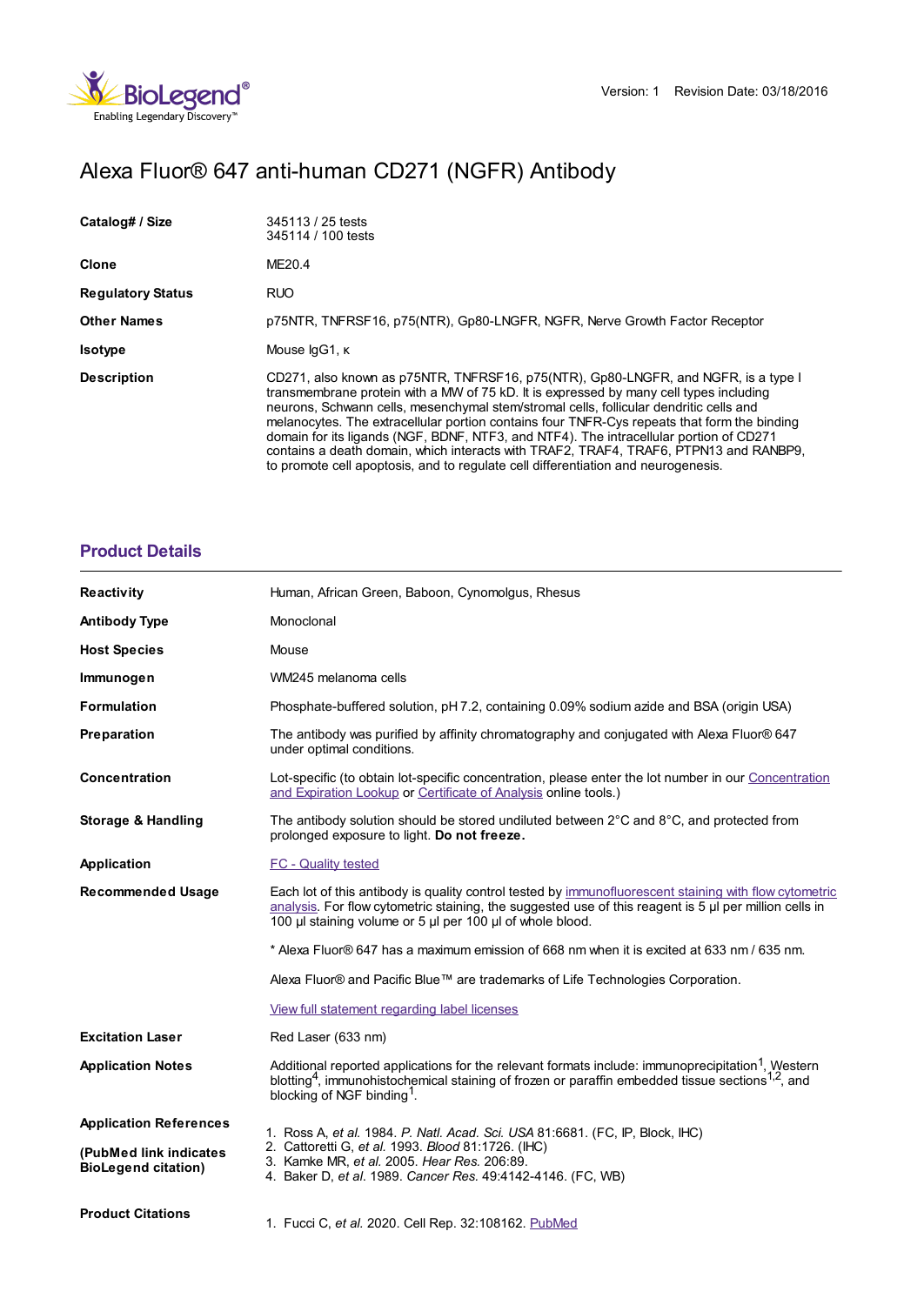Version: 1 Revision Date: 03/18/2016

# Alexa Fluor® 647 anti-human CD271 (NGFR) Antibody

| | |
|---|---|
| **Catalog# / Size** | 345113 / 25 tests<br>345114 / 100 tests |
| **Clone** | ME20.4 |
| **Regulatory Status** | RUO |
| **Other Names** | p75NTR, TNFRSF16, p75(NTR), Gp80-LNGFR, NGFR, Nerve Growth Factor Receptor |
| **Isotype** | Mouse IgG1, κ |
| **Description** | CD271, also known as p75NTR, TNFRSF16, p75(NTR), Gp80-LNGFR, and NGFR, is a type I transmembrane protein with a MW of 75 kD. It is expressed by many cell types including neurons, Schwann cells, mesenchymal stem/stromal cells, follicular dendritic cells and melanocytes. The extracellular portion contains four TNFR-Cys repeats that form the binding domain for its ligands (NGF, BDNF, NTF3, and NTF4). The intracellular portion of CD271 contains a death domain, which interacts with TRAF2, TRAF4, TRAF6, PTPN13 and RANBP9, to promote cell apoptosis, and to regulate cell differentiation and neurogenesis. |

## Product Details

| | |
|---|---|
| **Reactivity** | Human, African Green, Baboon, Cynomolgus, Rhesus |
| **Antibody Type** | Monoclonal |
| **Host Species** | Mouse |
| **Immunogen** | WM245 melanoma cells |
| **Formulation** | Phosphate-buffered solution, pH 7.2, containing 0.09% sodium azide and BSA (origin USA) |
| **Preparation** | The antibody was purified by affinity chromatography and conjugated with Alexa Fluor® 647 under optimal conditions. |
| **Concentration** | Lot-specific (to obtain lot-specific concentration, please enter the lot number in our Concentration and Expiration Lookup or Certificate of Analysis online tools.) |
| **Storage & Handling** | The antibody solution should be stored undiluted between 2°C and 8°C, and protected from prolonged exposure to light. **Do not freeze.** |
| **Application** | FC - Quality tested |
| **Recommended Usage** | Each lot of this antibody is quality control tested by immunofluorescent staining with flow cytometric analysis. For flow cytometric staining, the suggested use of this reagent is 5 µl per million cells in 100 µl staining volume or 5 µl per 100 µl of whole blood.<br><br>* Alexa Fluor® 647 has a maximum emission of 668 nm when it is excited at 633 nm / 635 nm.<br><br>Alexa Fluor® and Pacific Blue™ are trademarks of Life Technologies Corporation.<br><br>View full statement regarding label licenses |
| **Excitation Laser** | Red Laser (633 nm) |
| **Application Notes** | Additional reported applications for the relevant formats include: immunoprecipitation[1], Western blotting[4], immunohistochemical staining of frozen or paraffin embedded tissue sections[1,2], and blocking of NGF binding[1]. |
| **Application References**<br><br>**(PubMed link indicates BioLegend citation)** | 1. Ross A, *et al.* 1984. *P. Natl. Acad. Sci. USA* 81:6681. (FC, IP, Block, IHC)<br>2. Cattoretti G, *et al.* 1993. *Blood* 81:1726. (IHC)<br>3. Kamke MR, *et al.* 2005. *Hear Res.* 206:89.<br>4. Baker D, *et al.* 1989. *Cancer Res.* 49:4142-4146. (FC, WB) |
| **Product Citations** | 1. Fucci C, *et al.* 2020. Cell Rep. 32:108162. PubMed |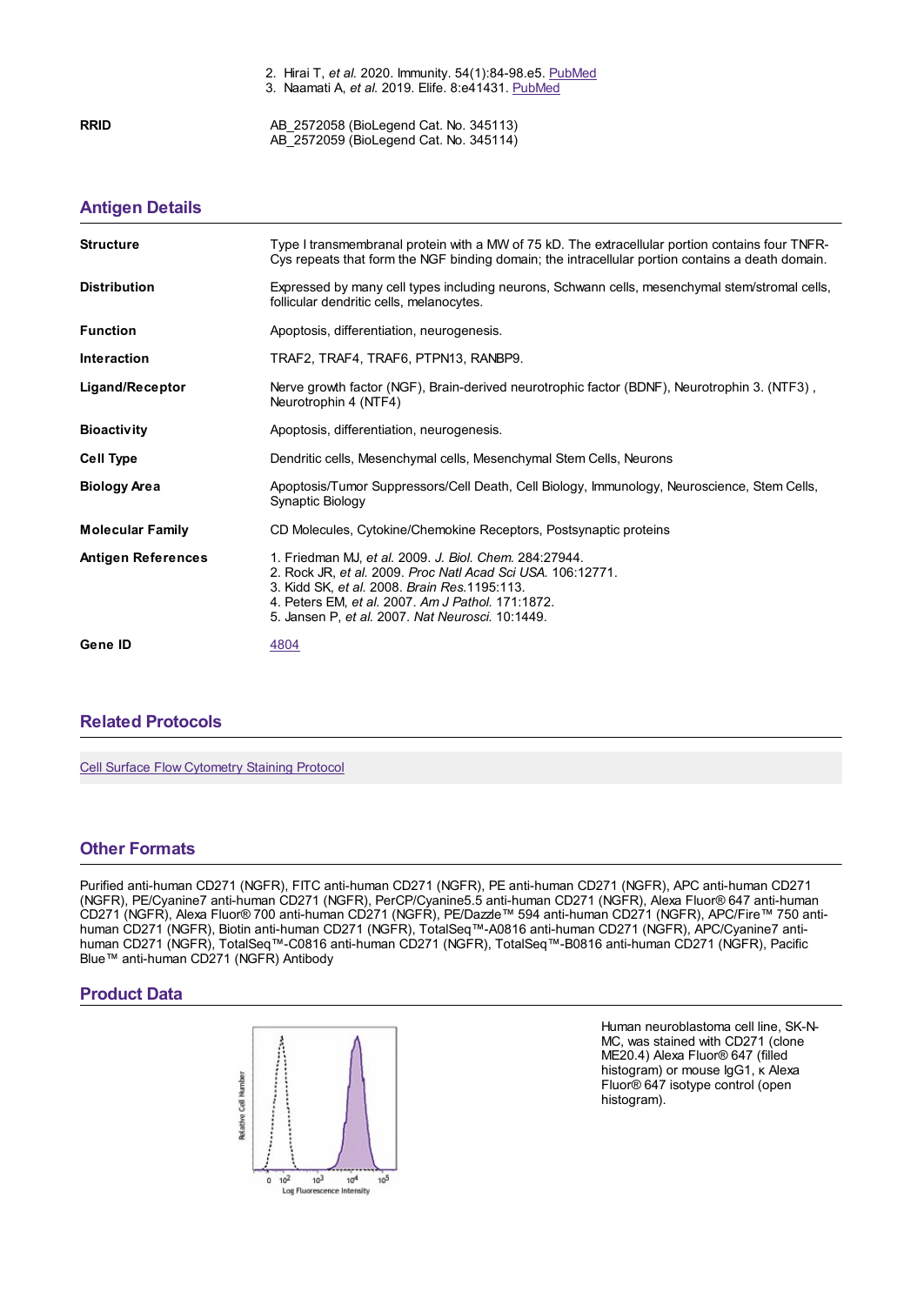2. Hirai T, *et al.* 2020. Immunity. 54(1):84-98.e5. PubMed
3. Naamati A, *et al.* 2019. Elife. 8:e41431. PubMed

| | |
|---|---|
| **RRID** | AB_2572058 (BioLegend Cat. No. 345113)<br>AB_2572059 (BioLegend Cat. No. 345114) |

## Antigen Details

| | |
|---|---|
| **Structure** | Type I transmembranal protein with a MW of 75 kD. The extracellular portion contains four TNFR-Cys repeats that form the NGF binding domain; the intracellular portion contains a death domain. |
| **Distribution** | Expressed by many cell types including neurons, Schwann cells, mesenchymal stem/stromal cells, follicular dendritic cells, melanocytes. |
| **Function** | Apoptosis, differentiation, neurogenesis. |
| **Interaction** | TRAF2, TRAF4, TRAF6, PTPN13, RANBP9. |
| **Ligand/Receptor** | Nerve growth factor (NGF), Brain-derived neurotrophic factor (BDNF), Neurotrophin 3. (NTF3) , Neurotrophin 4 (NTF4) |
| **Bioactivity** | Apoptosis, differentiation, neurogenesis. |
| **Cell Type** | Dendritic cells, Mesenchymal cells, Mesenchymal Stem Cells, Neurons |
| **Biology Area** | Apoptosis/Tumor Suppressors/Cell Death, Cell Biology, Immunology, Neuroscience, Stem Cells, Synaptic Biology |
| **Molecular Family** | CD Molecules, Cytokine/Chemokine Receptors, Postsynaptic proteins |
| **Antigen References** | 1. Friedman MJ, *et al.* 2009. *J. Biol. Chem.* 284:27944.<br>2. Rock JR, *et al.* 2009. *Proc Natl Acad Sci USA.* 106:12771.<br>3. Kidd SK, *et al.* 2008. *Brain Res.*1195:113.<br>4. Peters EM, *et al.* 2007. *Am J Pathol.* 171:1872.<br>5. Jansen P, *et al.* 2007. *Nat Neurosci.* 10:1449. |
| **Gene ID** | 4804 |

## Related Protocols

Cell Surface Flow Cytometry Staining Protocol

## Other Formats

Purified anti-human CD271 (NGFR), FITC anti-human CD271 (NGFR), PE anti-human CD271 (NGFR), APC anti-human CD271 (NGFR), PE/Cyanine7 anti-human CD271 (NGFR), PerCP/Cyanine5.5 anti-human CD271 (NGFR), Alexa Fluor® 647 anti-human CD271 (NGFR), Alexa Fluor® 700 anti-human CD271 (NGFR), PE/Dazzle™ 594 anti-human CD271 (NGFR), APC/Fire™ 750 anti-human CD271 (NGFR), Biotin anti-human CD271 (NGFR), TotalSeq™-A0816 anti-human CD271 (NGFR), APC/Cyanine7 anti-human CD271 (NGFR), TotalSeq™-C0816 anti-human CD271 (NGFR), TotalSeq™-B0816 anti-human CD271 (NGFR), Pacific Blue™ anti-human CD271 (NGFR) Antibody

## Product Data

Human neuroblastoma cell line, SK-N-MC, was stained with CD271 (clone ME20.4) Alexa Fluor® 647 (filled histogram) or mouse IgG1, κ Alexa Fluor® 647 isotype control (open histogram).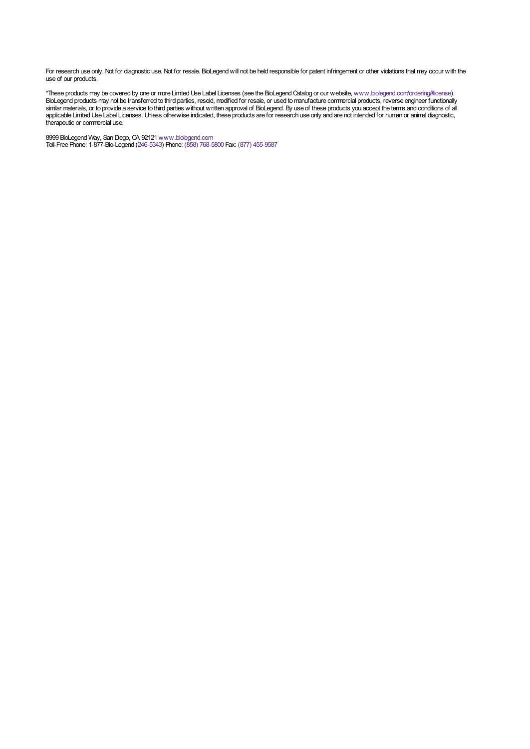For research use only. Not for diagnostic use. Not for resale. BioLegend will not be held responsible for patent infringement or other violations that may occur with the use of our products.

*These products may be covered by one or more Limited Use Label Licenses (see the BioLegend Catalog or our website, www.biolegend.com/ordering#license). BioLegend products may not be transferred to third parties, resold, modified for resale, or used to manufacture commercial products, reverse engineer functionally similar materials, or to provide a service to third parties without written approval of BioLegend. By use of these products you accept the terms and conditions of all applicable Limited Use Label Licenses. Unless otherwise indicated, these products are for research use only and are not intended for human or animal diagnostic, therapeutic or commercial use.

8999 BioLegend Way, San Diego, CA 92121 www.biolegend.com
Toll-Free Phone: 1-877-Bio-Legend (246-5343) Phone: (858) 768-5800 Fax: (877) 455-9587